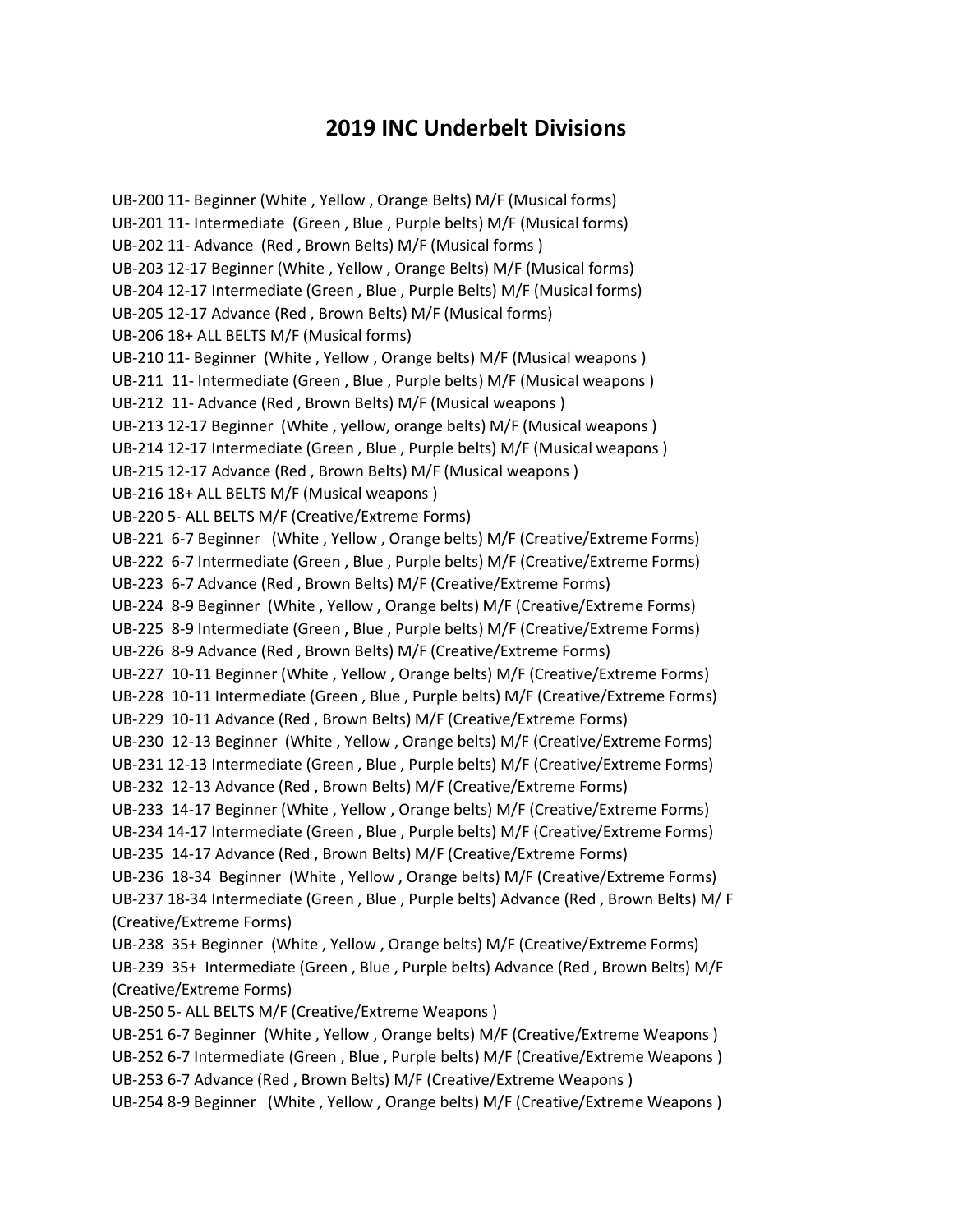# 2019 INC Underbelt Divisions

UB-200 11- Beginner (White , Yellow , Orange Belts) M/F (Musical forms)
UB-201 11- Intermediate (Green , Blue , Purple belts) M/F (Musical forms)
UB-202 11- Advance (Red , Brown Belts) M/F (Musical forms )
UB-203 12-17 Beginner (White , Yellow , Orange Belts) M/F (Musical forms)
UB-204 12-17 Intermediate (Green , Blue , Purple Belts) M/F (Musical forms)
UB-205 12-17 Advance (Red , Brown Belts) M/F (Musical forms)
UB-206 18+ ALL BELTS M/F (Musical forms)
UB-210 11- Beginner (White , Yellow , Orange belts) M/F (Musical weapons )
UB-211 11- Intermediate (Green , Blue , Purple belts) M/F (Musical weapons )
UB-212 11- Advance (Red , Brown Belts) M/F (Musical weapons )
UB-213 12-17 Beginner (White , yellow, orange belts) M/F (Musical weapons )
UB-214 12-17 Intermediate (Green , Blue , Purple belts) M/F (Musical weapons )
UB-215 12-17 Advance (Red , Brown Belts) M/F (Musical weapons )
UB-216 18+ ALL BELTS M/F (Musical weapons )
UB-220 5- ALL BELTS M/F (Creative/Extreme Forms)
UB-221 6-7 Beginner (White , Yellow , Orange belts) M/F (Creative/Extreme Forms)
UB-222 6-7 Intermediate (Green , Blue , Purple belts) M/F (Creative/Extreme Forms)
UB-223 6-7 Advance (Red , Brown Belts) M/F (Creative/Extreme Forms)
UB-224 8-9 Beginner (White , Yellow , Orange belts) M/F (Creative/Extreme Forms)
UB-225 8-9 Intermediate (Green , Blue , Purple belts) M/F (Creative/Extreme Forms)
UB-226 8-9 Advance (Red , Brown Belts) M/F (Creative/Extreme Forms)
UB-227 10-11 Beginner (White , Yellow , Orange belts) M/F (Creative/Extreme Forms)
UB-228 10-11 Intermediate (Green , Blue , Purple belts) M/F (Creative/Extreme Forms)
UB-229 10-11 Advance (Red , Brown Belts) M/F (Creative/Extreme Forms)
UB-230 12-13 Beginner (White , Yellow , Orange belts) M/F (Creative/Extreme Forms)
UB-231 12-13 Intermediate (Green , Blue , Purple belts) M/F (Creative/Extreme Forms)
UB-232 12-13 Advance (Red , Brown Belts) M/F (Creative/Extreme Forms)
UB-233 14-17 Beginner (White , Yellow , Orange belts) M/F (Creative/Extreme Forms)
UB-234 14-17 Intermediate (Green , Blue , Purple belts) M/F (Creative/Extreme Forms)
UB-235 14-17 Advance (Red , Brown Belts) M/F (Creative/Extreme Forms)
UB-236 18-34 Beginner (White , Yellow , Orange belts) M/F (Creative/Extreme Forms)
UB-237 18-34 Intermediate (Green , Blue , Purple belts) Advance (Red , Brown Belts) M/ F (Creative/Extreme Forms)
UB-238 35+ Beginner (White , Yellow , Orange belts) M/F (Creative/Extreme Forms)
UB-239 35+ Intermediate (Green , Blue , Purple belts) Advance (Red , Brown Belts) M/F (Creative/Extreme Forms)
UB-250 5- ALL BELTS M/F (Creative/Extreme Weapons )
UB-251 6-7 Beginner (White , Yellow , Orange belts) M/F (Creative/Extreme Weapons )
UB-252 6-7 Intermediate (Green , Blue , Purple belts) M/F (Creative/Extreme Weapons )
UB-253 6-7 Advance (Red , Brown Belts) M/F (Creative/Extreme Weapons )
UB-254 8-9 Beginner (White , Yellow , Orange belts) M/F (Creative/Extreme Weapons )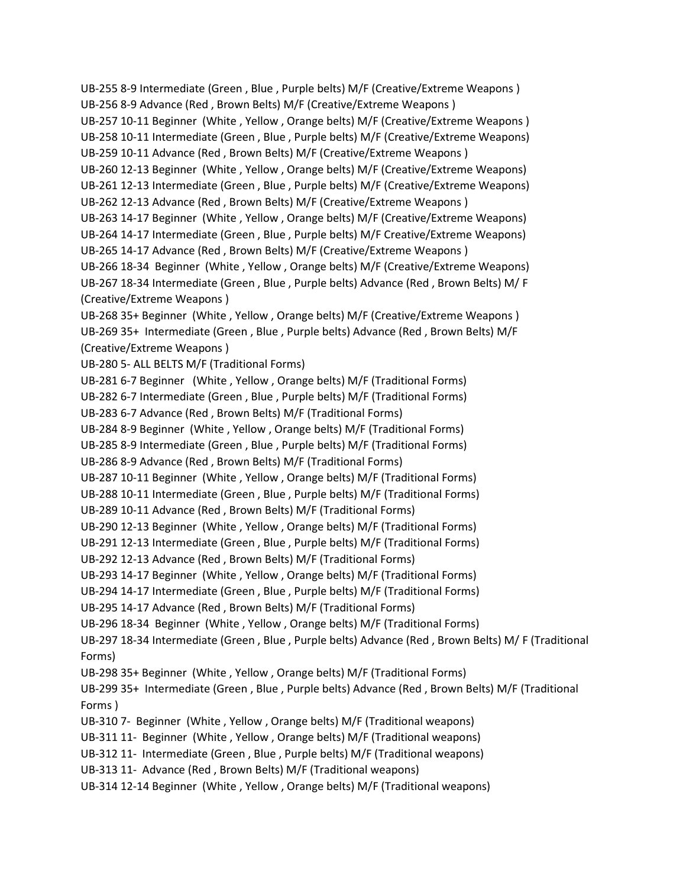UB-255 8-9 Intermediate (Green , Blue , Purple belts) M/F (Creative/Extreme Weapons )
UB-256 8-9 Advance (Red , Brown Belts) M/F (Creative/Extreme Weapons )
UB-257 10-11 Beginner (White , Yellow , Orange belts) M/F (Creative/Extreme Weapons )
UB-258 10-11 Intermediate (Green , Blue , Purple belts) M/F (Creative/Extreme Weapons)
UB-259 10-11 Advance (Red , Brown Belts) M/F (Creative/Extreme Weapons )
UB-260 12-13 Beginner (White , Yellow , Orange belts) M/F (Creative/Extreme Weapons)
UB-261 12-13 Intermediate (Green , Blue , Purple belts) M/F (Creative/Extreme Weapons)
UB-262 12-13 Advance (Red , Brown Belts) M/F (Creative/Extreme Weapons )
UB-263 14-17 Beginner (White , Yellow , Orange belts) M/F (Creative/Extreme Weapons)
UB-264 14-17 Intermediate (Green , Blue , Purple belts) M/F Creative/Extreme Weapons)
UB-265 14-17 Advance (Red , Brown Belts) M/F (Creative/Extreme Weapons )
UB-266 18-34 Beginner (White , Yellow , Orange belts) M/F (Creative/Extreme Weapons)
UB-267 18-34 Intermediate (Green , Blue , Purple belts) Advance (Red , Brown Belts) M/ F (Creative/Extreme Weapons )
UB-268 35+ Beginner (White , Yellow , Orange belts) M/F (Creative/Extreme Weapons )
UB-269 35+ Intermediate (Green , Blue , Purple belts) Advance (Red , Brown Belts) M/F (Creative/Extreme Weapons )
UB-280 5- ALL BELTS M/F (Traditional Forms)
UB-281 6-7 Beginner (White , Yellow , Orange belts) M/F (Traditional Forms)
UB-282 6-7 Intermediate (Green , Blue , Purple belts) M/F (Traditional Forms)
UB-283 6-7 Advance (Red , Brown Belts) M/F (Traditional Forms)
UB-284 8-9 Beginner (White , Yellow , Orange belts) M/F (Traditional Forms)
UB-285 8-9 Intermediate (Green , Blue , Purple belts) M/F (Traditional Forms)
UB-286 8-9 Advance (Red , Brown Belts) M/F (Traditional Forms)
UB-287 10-11 Beginner (White , Yellow , Orange belts) M/F (Traditional Forms)
UB-288 10-11 Intermediate (Green , Blue , Purple belts) M/F (Traditional Forms)
UB-289 10-11 Advance (Red , Brown Belts) M/F (Traditional Forms)
UB-290 12-13 Beginner (White , Yellow , Orange belts) M/F (Traditional Forms)
UB-291 12-13 Intermediate (Green , Blue , Purple belts) M/F (Traditional Forms)
UB-292 12-13 Advance (Red , Brown Belts) M/F (Traditional Forms)
UB-293 14-17 Beginner (White , Yellow , Orange belts) M/F (Traditional Forms)
UB-294 14-17 Intermediate (Green , Blue , Purple belts) M/F (Traditional Forms)
UB-295 14-17 Advance (Red , Brown Belts) M/F (Traditional Forms)
UB-296 18-34 Beginner (White , Yellow , Orange belts) M/F (Traditional Forms)
UB-297 18-34 Intermediate (Green , Blue , Purple belts) Advance (Red , Brown Belts) M/ F (Traditional Forms)
UB-298 35+ Beginner (White , Yellow , Orange belts) M/F (Traditional Forms)
UB-299 35+ Intermediate (Green , Blue , Purple belts) Advance (Red , Brown Belts) M/F (Traditional Forms )
UB-310 7- Beginner (White , Yellow , Orange belts) M/F (Traditional weapons)
UB-311 11- Beginner (White , Yellow , Orange belts) M/F (Traditional weapons)
UB-312 11- Intermediate (Green , Blue , Purple belts) M/F (Traditional weapons)
UB-313 11- Advance (Red , Brown Belts) M/F (Traditional weapons)
UB-314 12-14 Beginner (White , Yellow , Orange belts) M/F (Traditional weapons)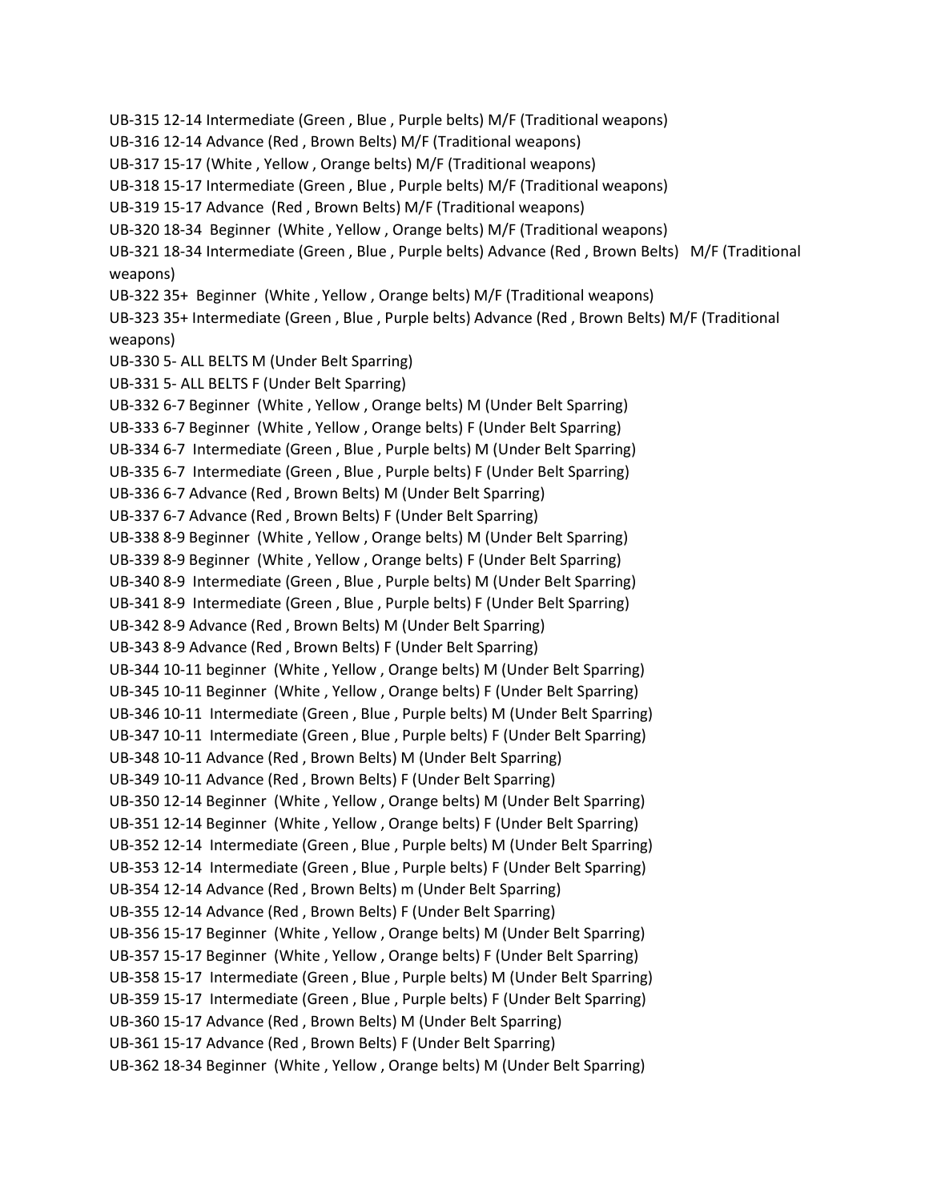UB-315 12-14 Intermediate (Green , Blue , Purple belts) M/F (Traditional weapons)

UB-316 12-14 Advance (Red , Brown Belts) M/F (Traditional weapons)

UB-317 15-17 (White , Yellow , Orange belts) M/F (Traditional weapons)

UB-318 15-17 Intermediate (Green , Blue , Purple belts) M/F (Traditional weapons)

UB-319 15-17 Advance (Red , Brown Belts) M/F (Traditional weapons)

UB-320 18-34 Beginner (White , Yellow , Orange belts) M/F (Traditional weapons)

UB-321 18-34 Intermediate (Green , Blue , Purple belts) Advance (Red , Brown Belts) M/F (Traditional weapons)

UB-322 35+ Beginner (White , Yellow , Orange belts) M/F (Traditional weapons)

UB-323 35+ Intermediate (Green , Blue , Purple belts) Advance (Red , Brown Belts) M/F (Traditional weapons)

UB-330 5- ALL BELTS M (Under Belt Sparring)

UB-331 5- ALL BELTS F (Under Belt Sparring)

UB-332 6-7 Beginner (White , Yellow , Orange belts) M (Under Belt Sparring)

UB-333 6-7 Beginner (White , Yellow , Orange belts) F (Under Belt Sparring)

UB-334 6-7 Intermediate (Green , Blue , Purple belts) M (Under Belt Sparring)

UB-335 6-7 Intermediate (Green , Blue , Purple belts) F (Under Belt Sparring)

UB-336 6-7 Advance (Red , Brown Belts) M (Under Belt Sparring)

UB-337 6-7 Advance (Red , Brown Belts) F (Under Belt Sparring)

UB-338 8-9 Beginner (White , Yellow , Orange belts) M (Under Belt Sparring)

UB-339 8-9 Beginner (White , Yellow , Orange belts) F (Under Belt Sparring)

UB-340 8-9 Intermediate (Green , Blue , Purple belts) M (Under Belt Sparring)

UB-341 8-9 Intermediate (Green , Blue , Purple belts) F (Under Belt Sparring)

UB-342 8-9 Advance (Red , Brown Belts) M (Under Belt Sparring)

UB-343 8-9 Advance (Red , Brown Belts) F (Under Belt Sparring)

UB-344 10-11 beginner (White , Yellow , Orange belts) M (Under Belt Sparring)

UB-345 10-11 Beginner (White , Yellow , Orange belts) F (Under Belt Sparring)

UB-346 10-11 Intermediate (Green , Blue , Purple belts) M (Under Belt Sparring)

UB-347 10-11 Intermediate (Green , Blue , Purple belts) F (Under Belt Sparring)

UB-348 10-11 Advance (Red , Brown Belts) M (Under Belt Sparring)

UB-349 10-11 Advance (Red , Brown Belts) F (Under Belt Sparring)

UB-350 12-14 Beginner (White , Yellow , Orange belts) M (Under Belt Sparring)

UB-351 12-14 Beginner (White , Yellow , Orange belts) F (Under Belt Sparring)

UB-352 12-14 Intermediate (Green , Blue , Purple belts) M (Under Belt Sparring)

UB-353 12-14 Intermediate (Green , Blue , Purple belts) F (Under Belt Sparring)

UB-354 12-14 Advance (Red , Brown Belts) m (Under Belt Sparring)

UB-355 12-14 Advance (Red , Brown Belts) F (Under Belt Sparring)

UB-356 15-17 Beginner (White , Yellow , Orange belts) M (Under Belt Sparring)

UB-357 15-17 Beginner (White , Yellow , Orange belts) F (Under Belt Sparring)

UB-358 15-17 Intermediate (Green , Blue , Purple belts) M (Under Belt Sparring)

UB-359 15-17 Intermediate (Green , Blue , Purple belts) F (Under Belt Sparring)

UB-360 15-17 Advance (Red , Brown Belts) M (Under Belt Sparring)

UB-361 15-17 Advance (Red , Brown Belts) F (Under Belt Sparring)

UB-362 18-34 Beginner (White , Yellow , Orange belts) M (Under Belt Sparring)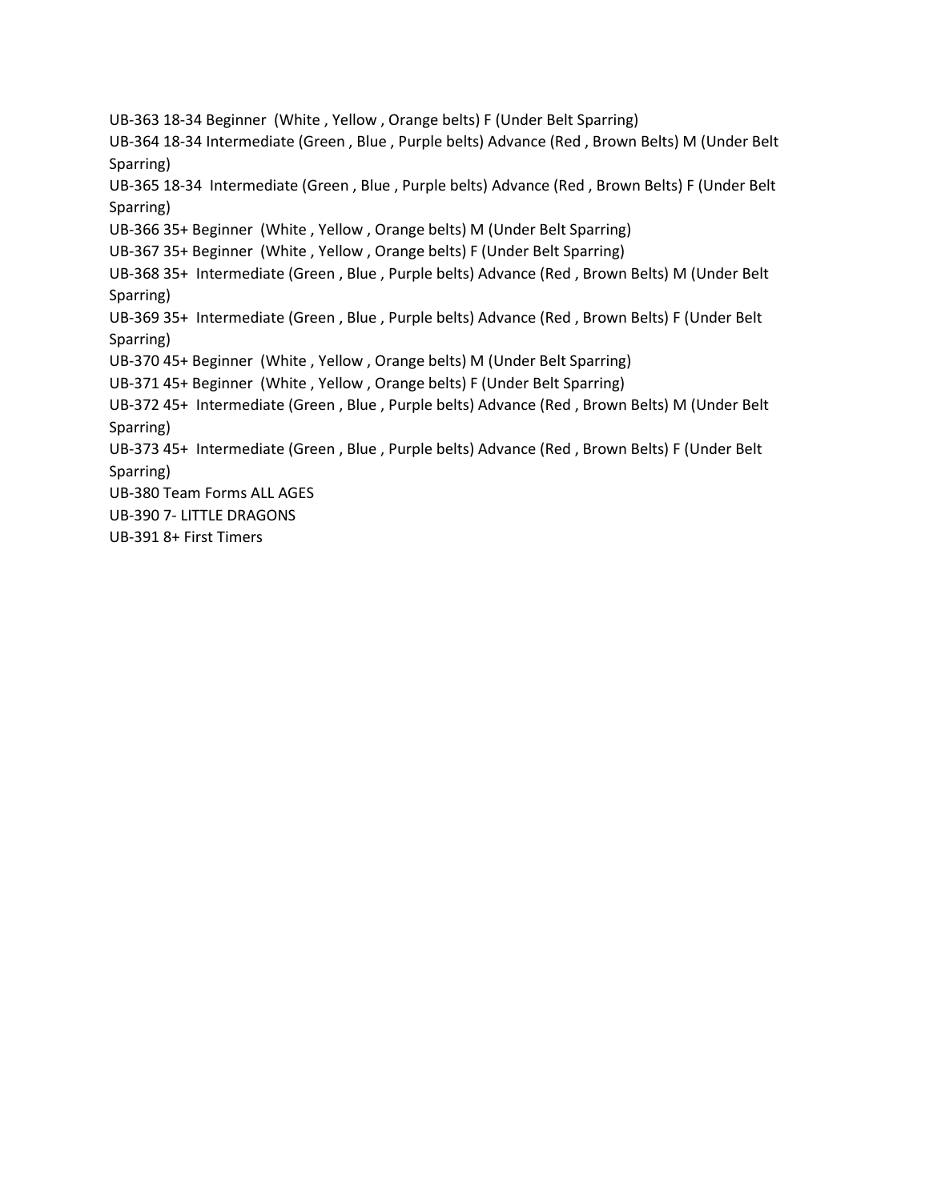UB-363 18-34 Beginner (White , Yellow , Orange belts) F (Under Belt Sparring)

UB-364 18-34 Intermediate (Green , Blue , Purple belts) Advance (Red , Brown Belts) M (Under Belt Sparring)

UB-365 18-34 Intermediate (Green , Blue , Purple belts) Advance (Red , Brown Belts) F (Under Belt Sparring)

UB-366 35+ Beginner (White , Yellow , Orange belts) M (Under Belt Sparring)

UB-367 35+ Beginner (White , Yellow , Orange belts) F (Under Belt Sparring)

UB-368 35+ Intermediate (Green , Blue , Purple belts) Advance (Red , Brown Belts) M (Under Belt Sparring)

UB-369 35+ Intermediate (Green , Blue , Purple belts) Advance (Red , Brown Belts) F (Under Belt Sparring)

UB-370 45+ Beginner (White , Yellow , Orange belts) M (Under Belt Sparring)

UB-371 45+ Beginner (White , Yellow , Orange belts) F (Under Belt Sparring)

UB-372 45+ Intermediate (Green , Blue , Purple belts) Advance (Red , Brown Belts) M (Under Belt Sparring)

UB-373 45+ Intermediate (Green , Blue , Purple belts) Advance (Red , Brown Belts) F (Under Belt Sparring)

UB-380 Team Forms ALL AGES

UB-390 7- LITTLE DRAGONS

UB-391 8+ First Timers